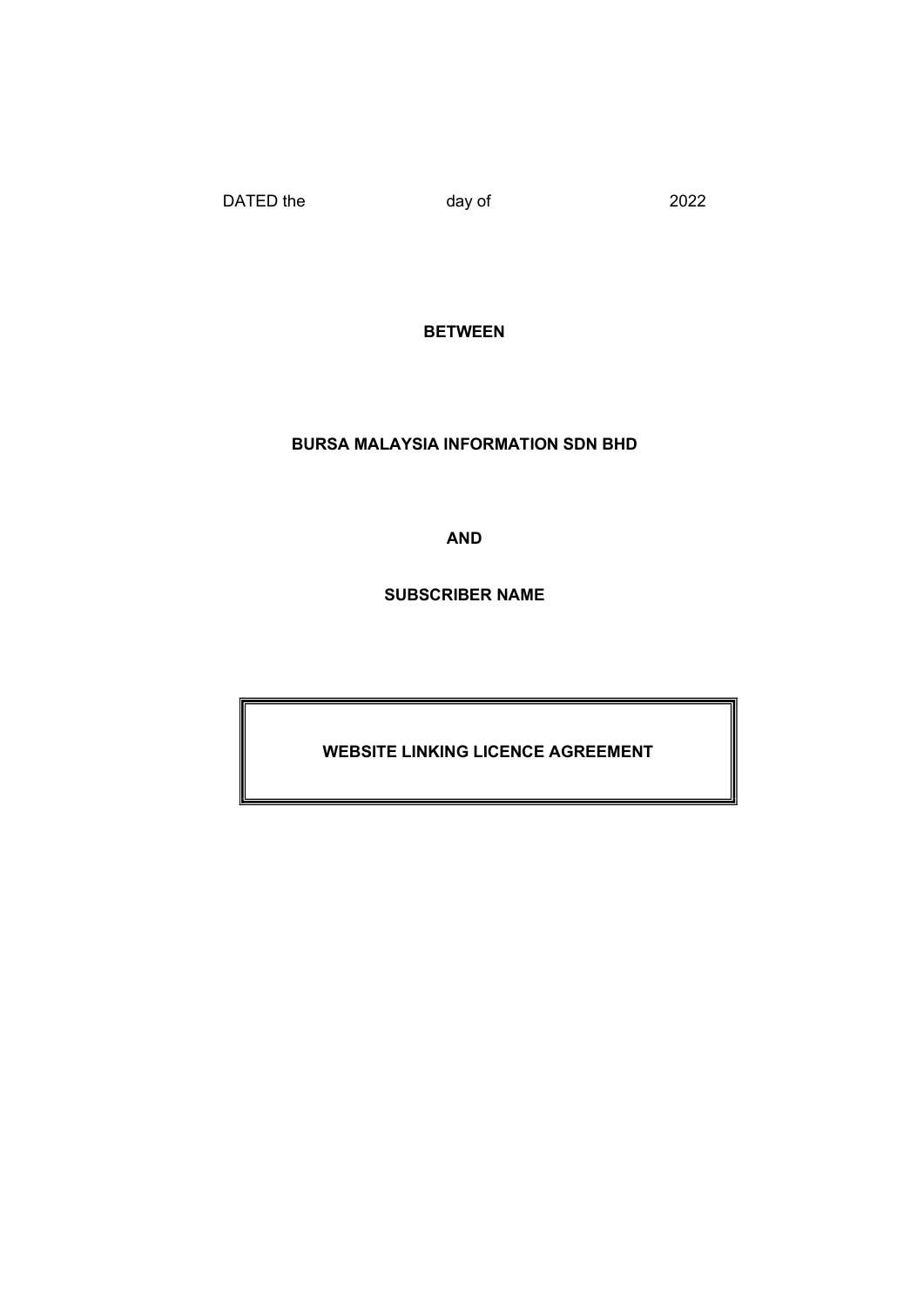DATED the day of 2022

**BETWEEN**

**BURSA MALAYSIA INFORMATION SDN BHD**

**AND**

**SUBSCRIBER NAME**

**WEBSITE LINKING LICENCE AGREEMENT**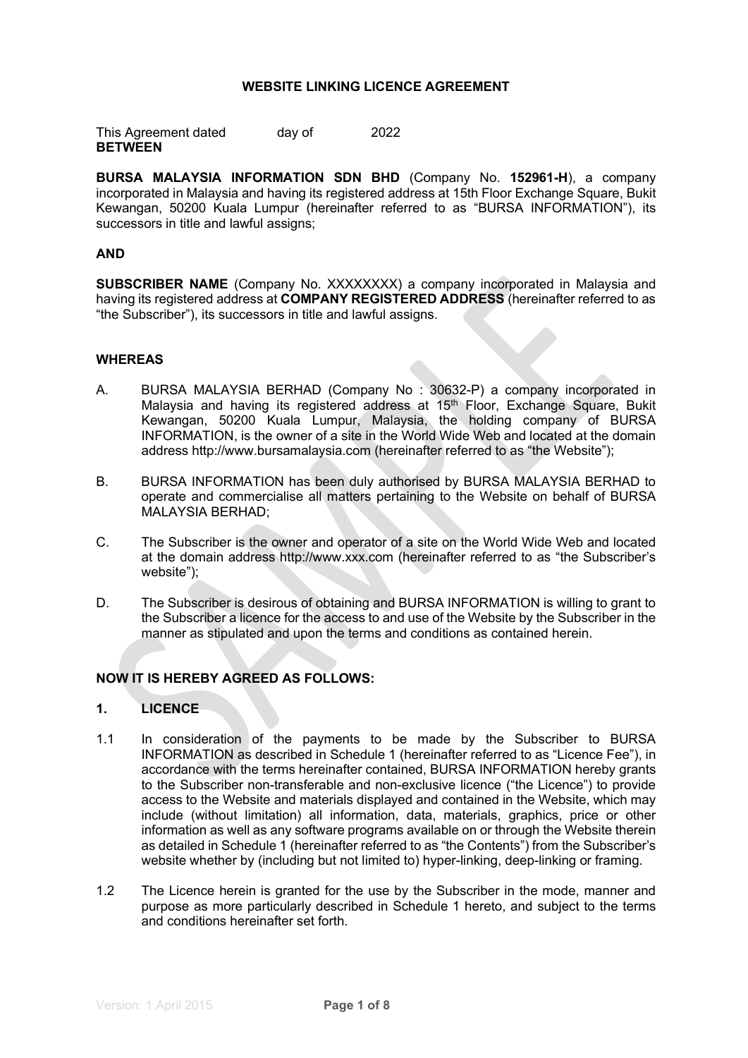**WEBSITE LINKING LICENCE AGREEMENT**

This Agreement dated day of 2022
**BETWEEN**

**BURSA MALAYSIA INFORMATION SDN BHD** (Company No. **152961-H**), a company incorporated in Malaysia and having its registered address at 15th Floor Exchange Square, Bukit Kewangan, 50200 Kuala Lumpur (hereinafter referred to as "BURSA INFORMATION"), its successors in title and lawful assigns;

**AND**

**SUBSCRIBER NAME** (Company No. XXXXXXXX) a company incorporated in Malaysia and having its registered address at **COMPANY REGISTERED ADDRESS** (hereinafter referred to as "the Subscriber"), its successors in title and lawful assigns.

**WHEREAS**

A. BURSA MALAYSIA BERHAD (Company No : 30632-P) a company incorporated in Malaysia and having its registered address at 15th Floor, Exchange Square, Bukit Kewangan, 50200 Kuala Lumpur, Malaysia, the holding company of BURSA INFORMATION, is the owner of a site in the World Wide Web and located at the domain address http://www.bursamalaysia.com (hereinafter referred to as "the Website");

B. BURSA INFORMATION has been duly authorised by BURSA MALAYSIA BERHAD to operate and commercialise all matters pertaining to the Website on behalf of BURSA MALAYSIA BERHAD;

C. The Subscriber is the owner and operator of a site on the World Wide Web and located at the domain address http://www.xxx.com (hereinafter referred to as "the Subscriber's website");

D. The Subscriber is desirous of obtaining and BURSA INFORMATION is willing to grant to the Subscriber a licence for the access to and use of the Website by the Subscriber in the manner as stipulated and upon the terms and conditions as contained herein.

**NOW IT IS HEREBY AGREED AS FOLLOWS:**

**1. LICENCE**

1.1 In consideration of the payments to be made by the Subscriber to BURSA INFORMATION as described in Schedule 1 (hereinafter referred to as "Licence Fee"), in accordance with the terms hereinafter contained, BURSA INFORMATION hereby grants to the Subscriber non-transferable and non-exclusive licence ("the Licence") to provide access to the Website and materials displayed and contained in the Website, which may include (without limitation) all information, data, materials, graphics, price or other information as well as any software programs available on or through the Website therein as detailed in Schedule 1 (hereinafter referred to as "the Contents") from the Subscriber's website whether by (including but not limited to) hyper-linking, deep-linking or framing.

1.2 The Licence herein is granted for the use by the Subscriber in the mode, manner and purpose as more particularly described in Schedule 1 hereto, and subject to the terms and conditions hereinafter set forth.

Version: 1 April 2015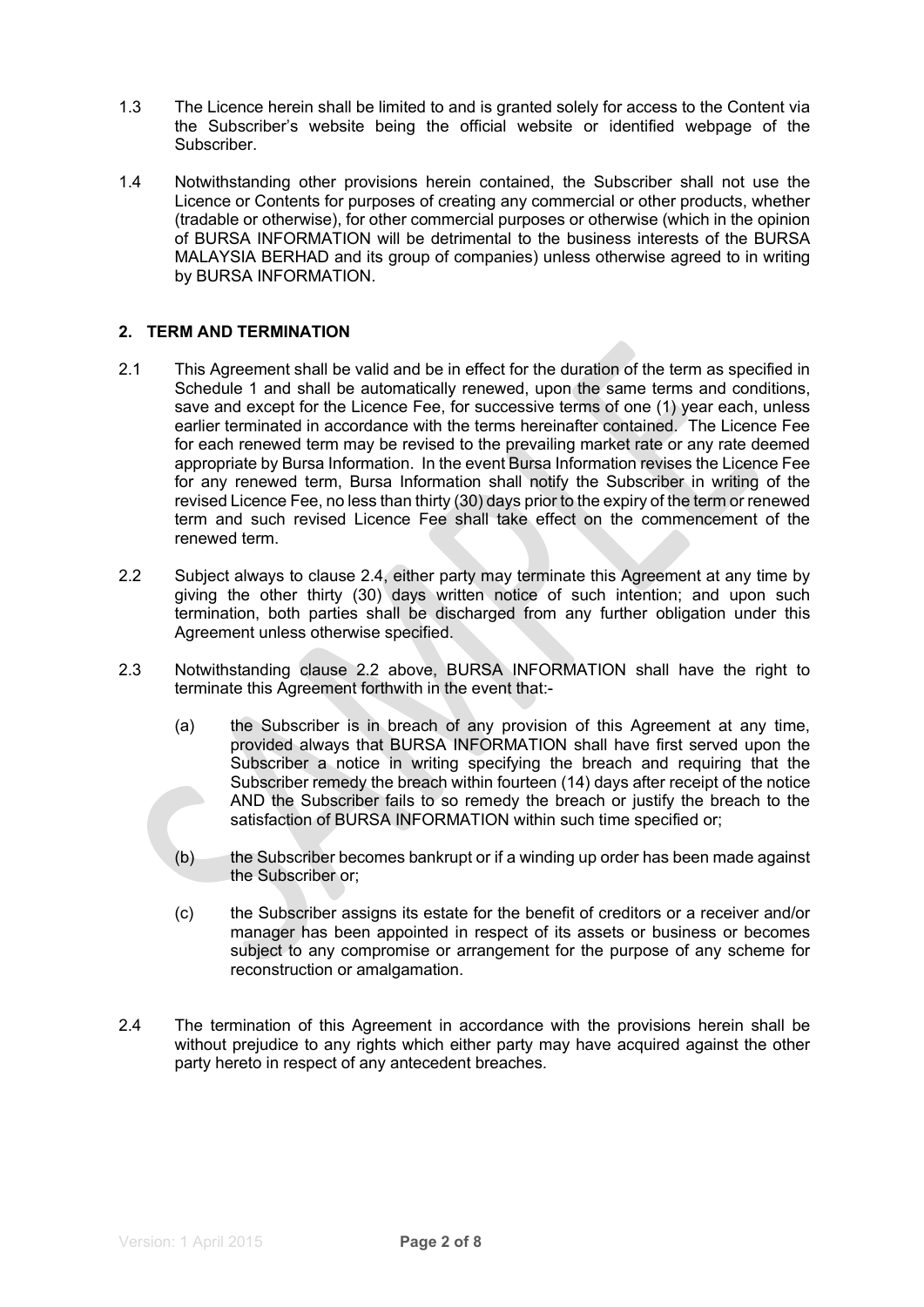1.3 The Licence herein shall be limited to and is granted solely for access to the Content via the Subscriber's website being the official website or identified webpage of the Subscriber.

1.4 Notwithstanding other provisions herein contained, the Subscriber shall not use the Licence or Contents for purposes of creating any commercial or other products, whether (tradable or otherwise), for other commercial purposes or otherwise (which in the opinion of BURSA INFORMATION will be detrimental to the business interests of the BURSA MALAYSIA BERHAD and its group of companies) unless otherwise agreed to in writing by BURSA INFORMATION.

## 2. TERM AND TERMINATION

2.1 This Agreement shall be valid and be in effect for the duration of the term as specified in Schedule 1 and shall be automatically renewed, upon the same terms and conditions, save and except for the Licence Fee, for successive terms of one (1) year each, unless earlier terminated in accordance with the terms hereinafter contained. The Licence Fee for each renewed term may be revised to the prevailing market rate or any rate deemed appropriate by Bursa Information. In the event Bursa Information revises the Licence Fee for any renewed term, Bursa Information shall notify the Subscriber in writing of the revised Licence Fee, no less than thirty (30) days prior to the expiry of the term or renewed term and such revised Licence Fee shall take effect on the commencement of the renewed term.

2.2 Subject always to clause 2.4, either party may terminate this Agreement at any time by giving the other thirty (30) days written notice of such intention; and upon such termination, both parties shall be discharged from any further obligation under this Agreement unless otherwise specified.

2.3 Notwithstanding clause 2.2 above, BURSA INFORMATION shall have the right to terminate this Agreement forthwith in the event that:-

(a) the Subscriber is in breach of any provision of this Agreement at any time, provided always that BURSA INFORMATION shall have first served upon the Subscriber a notice in writing specifying the breach and requiring that the Subscriber remedy the breach within fourteen (14) days after receipt of the notice AND the Subscriber fails to so remedy the breach or justify the breach to the satisfaction of BURSA INFORMATION within such time specified or;

(b) the Subscriber becomes bankrupt or if a winding up order has been made against the Subscriber or;

(c) the Subscriber assigns its estate for the benefit of creditors or a receiver and/or manager has been appointed in respect of its assets or business or becomes subject to any compromise or arrangement for the purpose of any scheme for reconstruction or amalgamation.

2.4 The termination of this Agreement in accordance with the provisions herein shall be without prejudice to any rights which either party may have acquired against the other party hereto in respect of any antecedent breaches.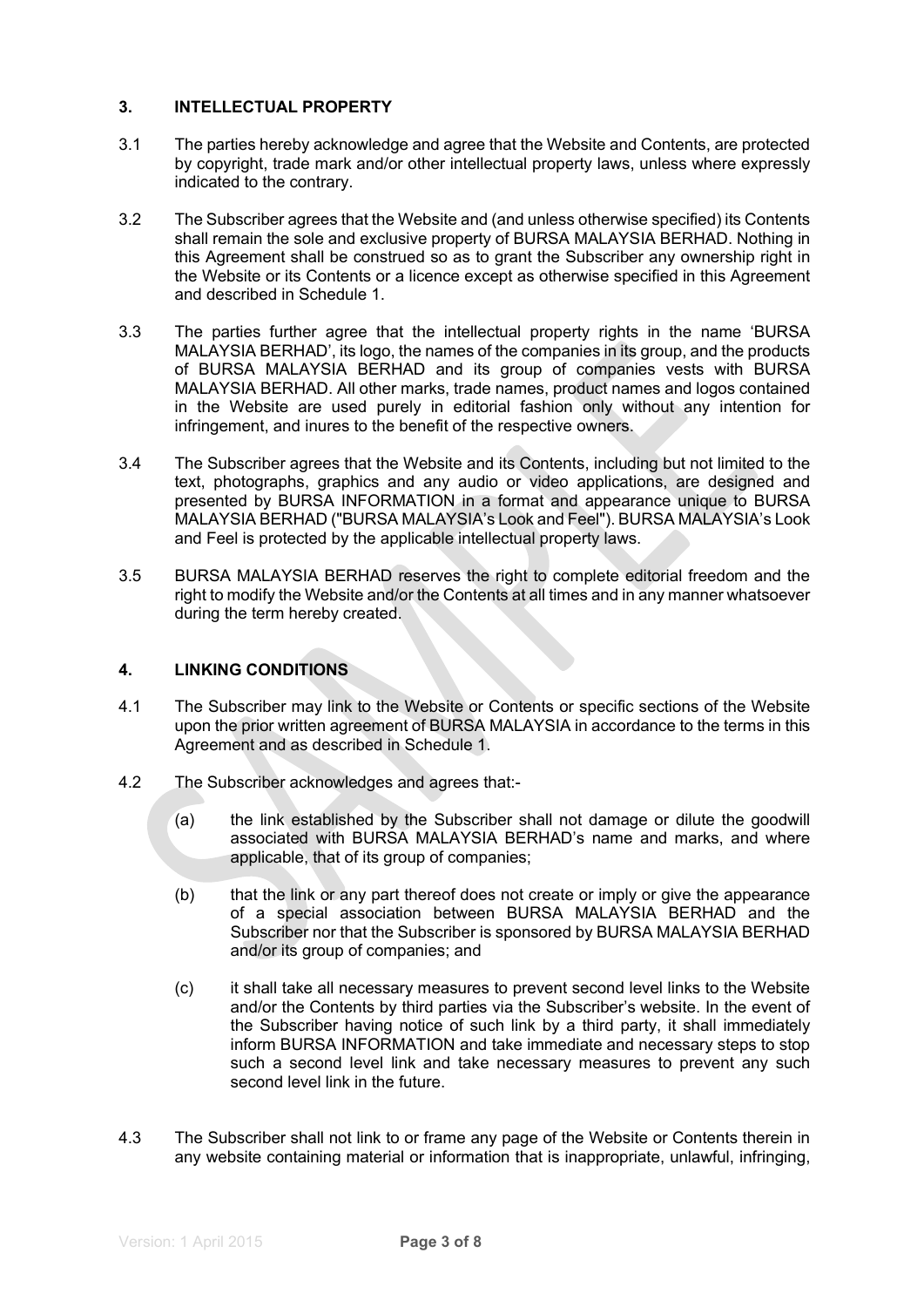## 3. INTELLECTUAL PROPERTY

3.1 The parties hereby acknowledge and agree that the Website and Contents, are protected by copyright, trade mark and/or other intellectual property laws, unless where expressly indicated to the contrary.

3.2 The Subscriber agrees that the Website and (and unless otherwise specified) its Contents shall remain the sole and exclusive property of BURSA MALAYSIA BERHAD. Nothing in this Agreement shall be construed so as to grant the Subscriber any ownership right in the Website or its Contents or a licence except as otherwise specified in this Agreement and described in Schedule 1.

3.3 The parties further agree that the intellectual property rights in the name 'BURSA MALAYSIA BERHAD', its logo, the names of the companies in its group, and the products of BURSA MALAYSIA BERHAD and its group of companies vests with BURSA MALAYSIA BERHAD. All other marks, trade names, product names and logos contained in the Website are used purely in editorial fashion only without any intention for infringement, and inures to the benefit of the respective owners.

3.4 The Subscriber agrees that the Website and its Contents, including but not limited to the text, photographs, graphics and any audio or video applications, are designed and presented by BURSA INFORMATION in a format and appearance unique to BURSA MALAYSIA BERHAD ("BURSA MALAYSIA's Look and Feel"). BURSA MALAYSIA's Look and Feel is protected by the applicable intellectual property laws.

3.5 BURSA MALAYSIA BERHAD reserves the right to complete editorial freedom and the right to modify the Website and/or the Contents at all times and in any manner whatsoever during the term hereby created.

## 4. LINKING CONDITIONS

4.1 The Subscriber may link to the Website or Contents or specific sections of the Website upon the prior written agreement of BURSA MALAYSIA in accordance to the terms in this Agreement and as described in Schedule 1.

4.2 The Subscriber acknowledges and agrees that:-

(a) the link established by the Subscriber shall not damage or dilute the goodwill associated with BURSA MALAYSIA BERHAD's name and marks, and where applicable, that of its group of companies;

(b) that the link or any part thereof does not create or imply or give the appearance of a special association between BURSA MALAYSIA BERHAD and the Subscriber nor that the Subscriber is sponsored by BURSA MALAYSIA BERHAD and/or its group of companies; and

(c) it shall take all necessary measures to prevent second level links to the Website and/or the Contents by third parties via the Subscriber's website. In the event of the Subscriber having notice of such link by a third party, it shall immediately inform BURSA INFORMATION and take immediate and necessary steps to stop such a second level link and take necessary measures to prevent any such second level link in the future.

4.3 The Subscriber shall not link to or frame any page of the Website or Contents therein in any website containing material or information that is inappropriate, unlawful, infringing,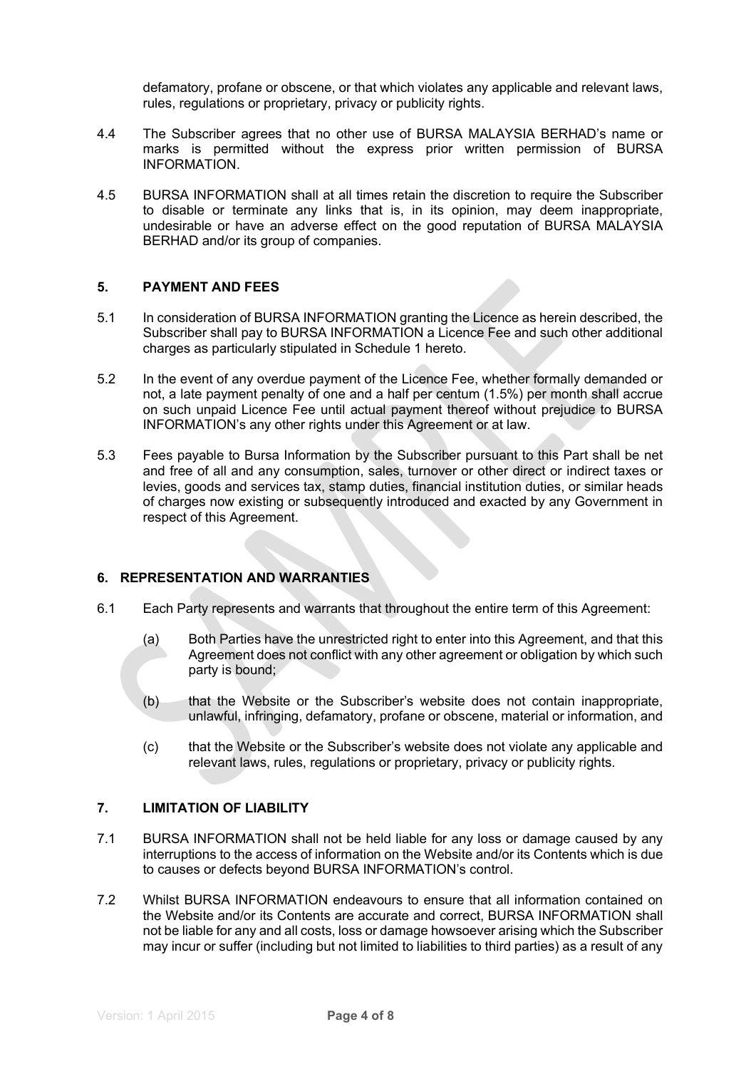defamatory, profane or obscene, or that which violates any applicable and relevant laws, rules, regulations or proprietary, privacy or publicity rights.

4.4 The Subscriber agrees that no other use of BURSA MALAYSIA BERHAD's name or marks is permitted without the express prior written permission of BURSA INFORMATION.

4.5 BURSA INFORMATION shall at all times retain the discretion to require the Subscriber to disable or terminate any links that is, in its opinion, may deem inappropriate, undesirable or have an adverse effect on the good reputation of BURSA MALAYSIA BERHAD and/or its group of companies.

## 5. PAYMENT AND FEES

5.1 In consideration of BURSA INFORMATION granting the Licence as herein described, the Subscriber shall pay to BURSA INFORMATION a Licence Fee and such other additional charges as particularly stipulated in Schedule 1 hereto.

5.2 In the event of any overdue payment of the Licence Fee, whether formally demanded or not, a late payment penalty of one and a half per centum (1.5%) per month shall accrue on such unpaid Licence Fee until actual payment thereof without prejudice to BURSA INFORMATION's any other rights under this Agreement or at law.

5.3 Fees payable to Bursa Information by the Subscriber pursuant to this Part shall be net and free of all and any consumption, sales, turnover or other direct or indirect taxes or levies, goods and services tax, stamp duties, financial institution duties, or similar heads of charges now existing or subsequently introduced and exacted by any Government in respect of this Agreement.

## 6. REPRESENTATION AND WARRANTIES

6.1 Each Party represents and warrants that throughout the entire term of this Agreement:

(a) Both Parties have the unrestricted right to enter into this Agreement, and that this Agreement does not conflict with any other agreement or obligation by which such party is bound;

(b) that the Website or the Subscriber's website does not contain inappropriate, unlawful, infringing, defamatory, profane or obscene, material or information, and

(c) that the Website or the Subscriber's website does not violate any applicable and relevant laws, rules, regulations or proprietary, privacy or publicity rights.

## 7. LIMITATION OF LIABILITY

7.1 BURSA INFORMATION shall not be held liable for any loss or damage caused by any interruptions to the access of information on the Website and/or its Contents which is due to causes or defects beyond BURSA INFORMATION's control.

7.2 Whilst BURSA INFORMATION endeavours to ensure that all information contained on the Website and/or its Contents are accurate and correct, BURSA INFORMATION shall not be liable for any and all costs, loss or damage howsoever arising which the Subscriber may incur or suffer (including but not limited to liabilities to third parties) as a result of any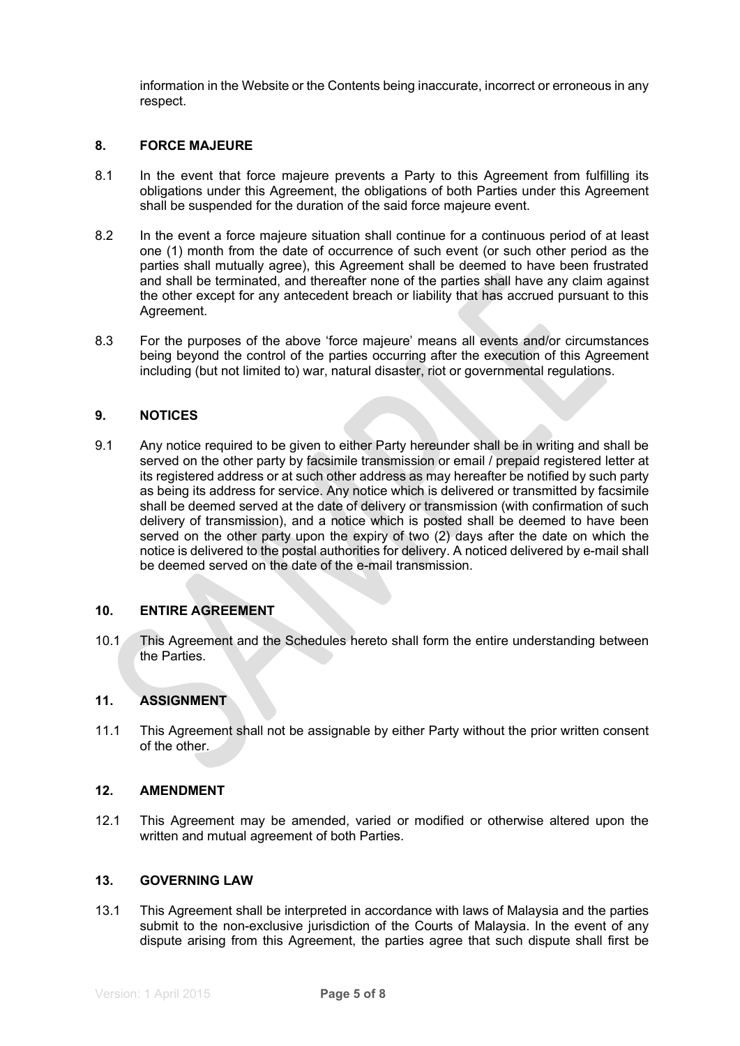information in the Website or the Contents being inaccurate, incorrect or erroneous in any respect.

## 8. FORCE MAJEURE

8.1 In the event that force majeure prevents a Party to this Agreement from fulfilling its obligations under this Agreement, the obligations of both Parties under this Agreement shall be suspended for the duration of the said force majeure event.

8.2 In the event a force majeure situation shall continue for a continuous period of at least one (1) month from the date of occurrence of such event (or such other period as the parties shall mutually agree), this Agreement shall be deemed to have been frustrated and shall be terminated, and thereafter none of the parties shall have any claim against the other except for any antecedent breach or liability that has accrued pursuant to this Agreement.

8.3 For the purposes of the above 'force majeure' means all events and/or circumstances being beyond the control of the parties occurring after the execution of this Agreement including (but not limited to) war, natural disaster, riot or governmental regulations.

## 9. NOTICES

9.1 Any notice required to be given to either Party hereunder shall be in writing and shall be served on the other party by facsimile transmission or email / prepaid registered letter at its registered address or at such other address as may hereafter be notified by such party as being its address for service. Any notice which is delivered or transmitted by facsimile shall be deemed served at the date of delivery or transmission (with confirmation of such delivery of transmission), and a notice which is posted shall be deemed to have been served on the other party upon the expiry of two (2) days after the date on which the notice is delivered to the postal authorities for delivery. A noticed delivered by e-mail shall be deemed served on the date of the e-mail transmission.

## 10. ENTIRE AGREEMENT

10.1 This Agreement and the Schedules hereto shall form the entire understanding between the Parties.

## 11. ASSIGNMENT

11.1 This Agreement shall not be assignable by either Party without the prior written consent of the other.

## 12. AMENDMENT

12.1 This Agreement may be amended, varied or modified or otherwise altered upon the written and mutual agreement of both Parties.

## 13. GOVERNING LAW

13.1 This Agreement shall be interpreted in accordance with laws of Malaysia and the parties submit to the non-exclusive jurisdiction of the Courts of Malaysia. In the event of any dispute arising from this Agreement, the parties agree that such dispute shall first be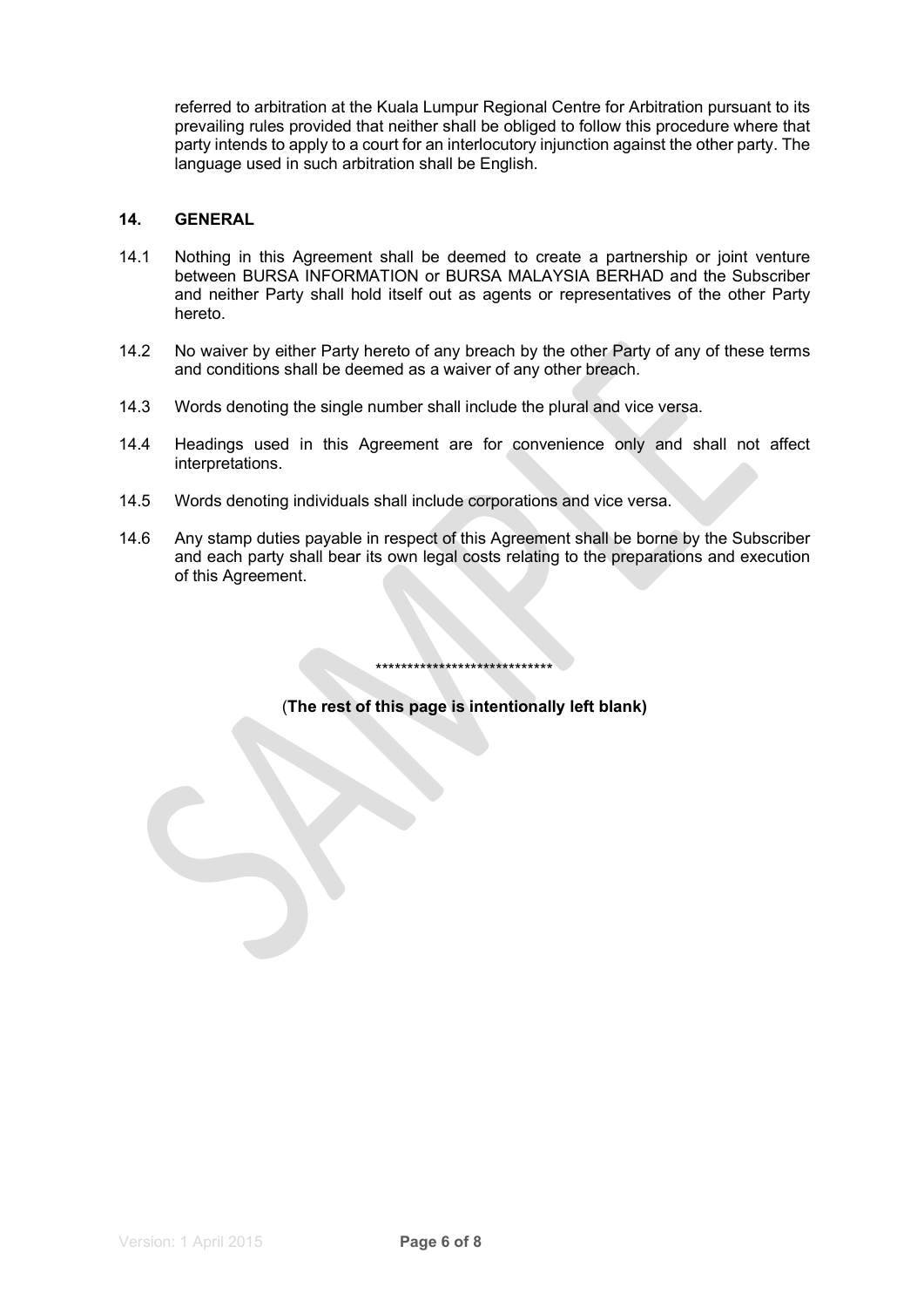referred to arbitration at the Kuala Lumpur Regional Centre for Arbitration pursuant to its prevailing rules provided that neither shall be obliged to follow this procedure where that party intends to apply to a court for an interlocutory injunction against the other party. The language used in such arbitration shall be English.

## 14. GENERAL

14.1 Nothing in this Agreement shall be deemed to create a partnership or joint venture between BURSA INFORMATION or BURSA MALAYSIA BERHAD and the Subscriber and neither Party shall hold itself out as agents or representatives of the other Party hereto.

14.2 No waiver by either Party hereto of any breach by the other Party of any of these terms and conditions shall be deemed as a waiver of any other breach.

14.3 Words denoting the single number shall include the plural and vice versa.

14.4 Headings used in this Agreement are for convenience only and shall not affect interpretations.

14.5 Words denoting individuals shall include corporations and vice versa.

14.6 Any stamp duties payable in respect of this Agreement shall be borne by the Subscriber and each party shall bear its own legal costs relating to the preparations and execution of this Agreement.

****************************

(**The rest of this page is intentionally left blank)**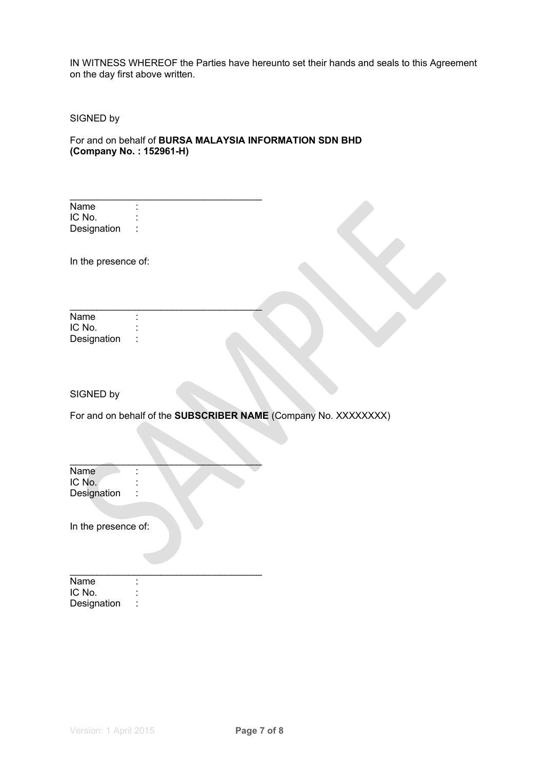IN WITNESS WHEREOF the Parties have hereunto set their hands and seals to this Agreement on the day first above written.

SIGNED by

For and on behalf of **BURSA MALAYSIA INFORMATION SDN BHD (Company No. : 152961-H)**

\_\_\_\_\_\_\_\_\_\_\_\_\_\_\_\_\_\_\_\_\_\_\_\_\_\_\_\_\_\_\_\_\_\_\_\_

Name :
IC No. :
Designation :

In the presence of:

\_\_\_\_\_\_\_\_\_\_\_\_\_\_\_\_\_\_\_\_\_\_\_\_\_\_\_\_\_\_\_\_\_\_\_\_

Name :
IC No. :
Designation :

SIGNED by

For and on behalf of the **SUBSCRIBER NAME** (Company No. XXXXXXXX)

\_\_\_\_\_\_\_\_\_\_\_\_\_\_\_\_\_\_\_\_\_\_\_\_\_\_\_\_\_\_\_\_\_\_\_\_

Name :
IC No. :
Designation :

In the presence of:

\_\_\_\_\_\_\_\_\_\_\_\_\_\_\_\_\_\_\_\_\_\_\_\_\_\_\_\_\_\_\_\_\_\_\_\_

Name :
IC No. :
Designation :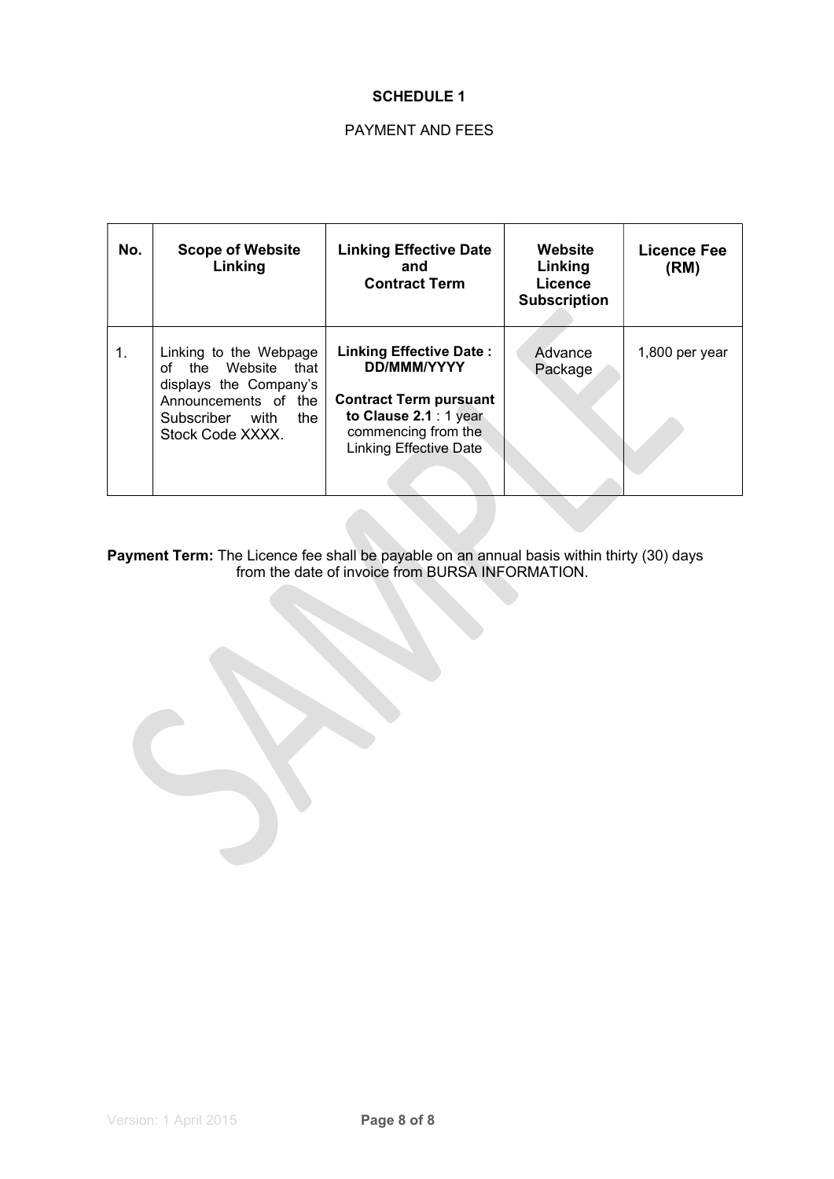**SCHEDULE 1**

PAYMENT AND FEES

| No. | Scope of Website Linking | Linking Effective Date and Contract Term | Website Linking Licence Subscription | Licence Fee (RM) |
|---|---|---|---|---|
| 1. | Linking to the Webpage of the Website that displays the Company's Announcements of the Subscriber with the Stock Code XXXX. | **Linking Effective Date : DD/MMM/YYYY** **Contract Term pursuant to Clause 2.1** : 1 year commencing from the Linking Effective Date | Advance Package | 1,800 per year |

**Payment Term:** The Licence fee shall be payable on an annual basis within thirty (30) days from the date of invoice from BURSA INFORMATION.